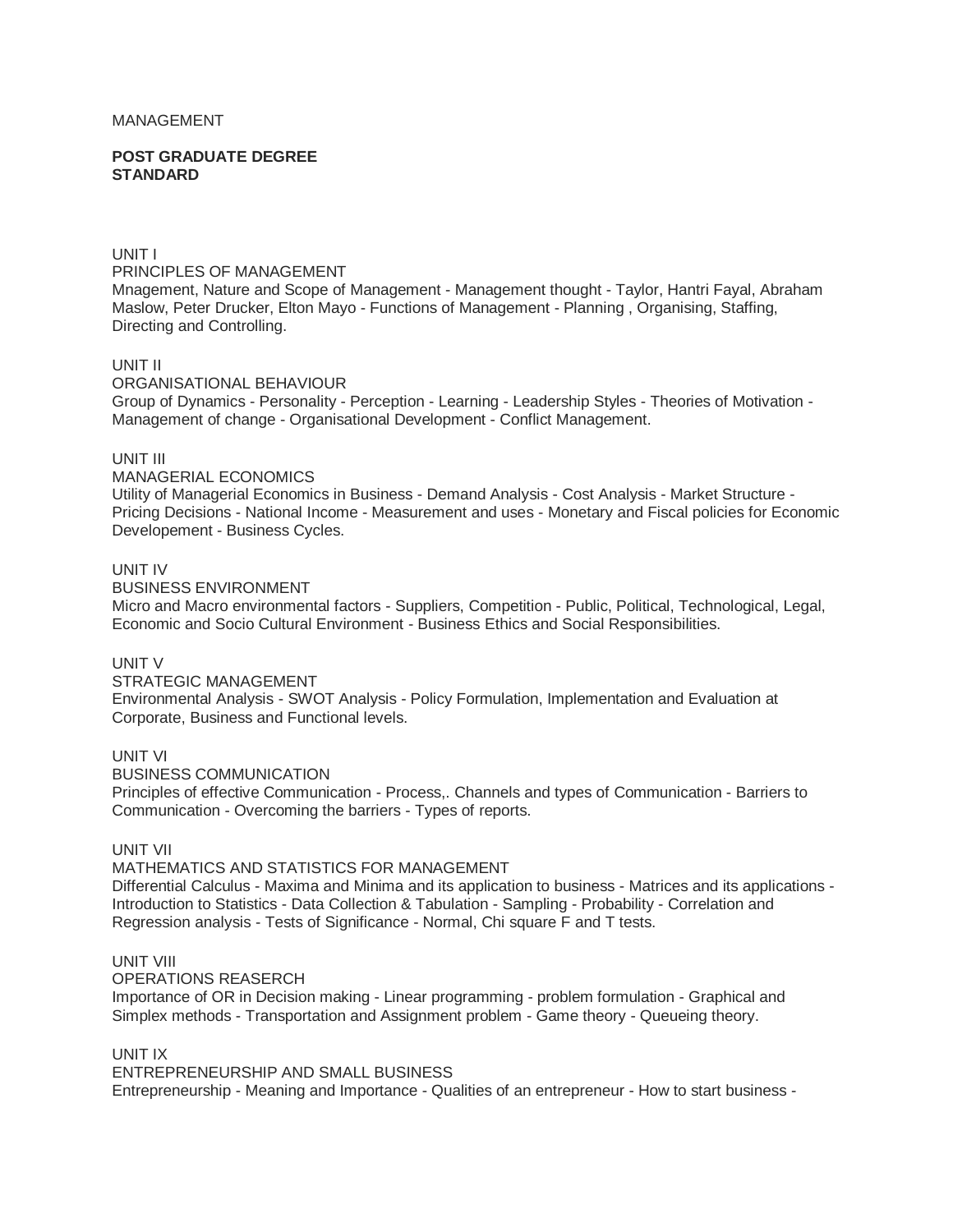MANAGEMENT

**POST GRADUATE DEGREE STANDARD**

UNIT I

PRINCIPLES OF MANAGEMENT

Mnagement, Nature and Scope of Management - Management thought - Taylor, Hantri Fayal, Abraham Maslow, Peter Drucker, Elton Mayo - Functions of Management - Planning , Organising, Staffing, Directing and Controlling.

UNIT II

ORGANISATIONAL BEHAVIOUR

Group of Dynamics - Personality - Perception - Learning - Leadership Styles - Theories of Motivation - Management of change - Organisational Development - Conflict Management.

UNIT III

MANAGERIAL ECONOMICS

Utility of Managerial Economics in Business - Demand Analysis - Cost Analysis - Market Structure - Pricing Decisions - National Income - Measurement and uses - Monetary and Fiscal policies for Economic Developement - Business Cycles.

UNIT IV

BUSINESS ENVIRONMENT

Micro and Macro environmental factors - Suppliers, Competition - Public, Political, Technological, Legal, Economic and Socio Cultural Environment - Business Ethics and Social Responsibilities.

UNIT V

STRATEGIC MANAGEMENT

Environmental Analysis - SWOT Analysis - Policy Formulation, Implementation and Evaluation at Corporate, Business and Functional levels.

UNIT VI

BUSINESS COMMUNICATION

Principles of effective Communication - Process,. Channels and types of Communication - Barriers to Communication - Overcoming the barriers - Types of reports.

UNIT VII

MATHEMATICS AND STATISTICS FOR MANAGEMENT

Differential Calculus - Maxima and Minima and its application to business - Matrices and its applications - Introduction to Statistics - Data Collection & Tabulation - Sampling - Probability - Correlation and Regression analysis - Tests of Significance - Normal, Chi square F and T tests.

UNIT VIII

OPERATIONS REASERCH

Importance of OR in Decision making - Linear programming - problem formulation - Graphical and Simplex methods - Transportation and Assignment problem - Game theory - Queueing theory.

UNIT IX

ENTREPRENEURSHIP AND SMALL BUSINESS

Entrepreneurship - Meaning and Importance - Qualities of an entrepreneur - How to start business -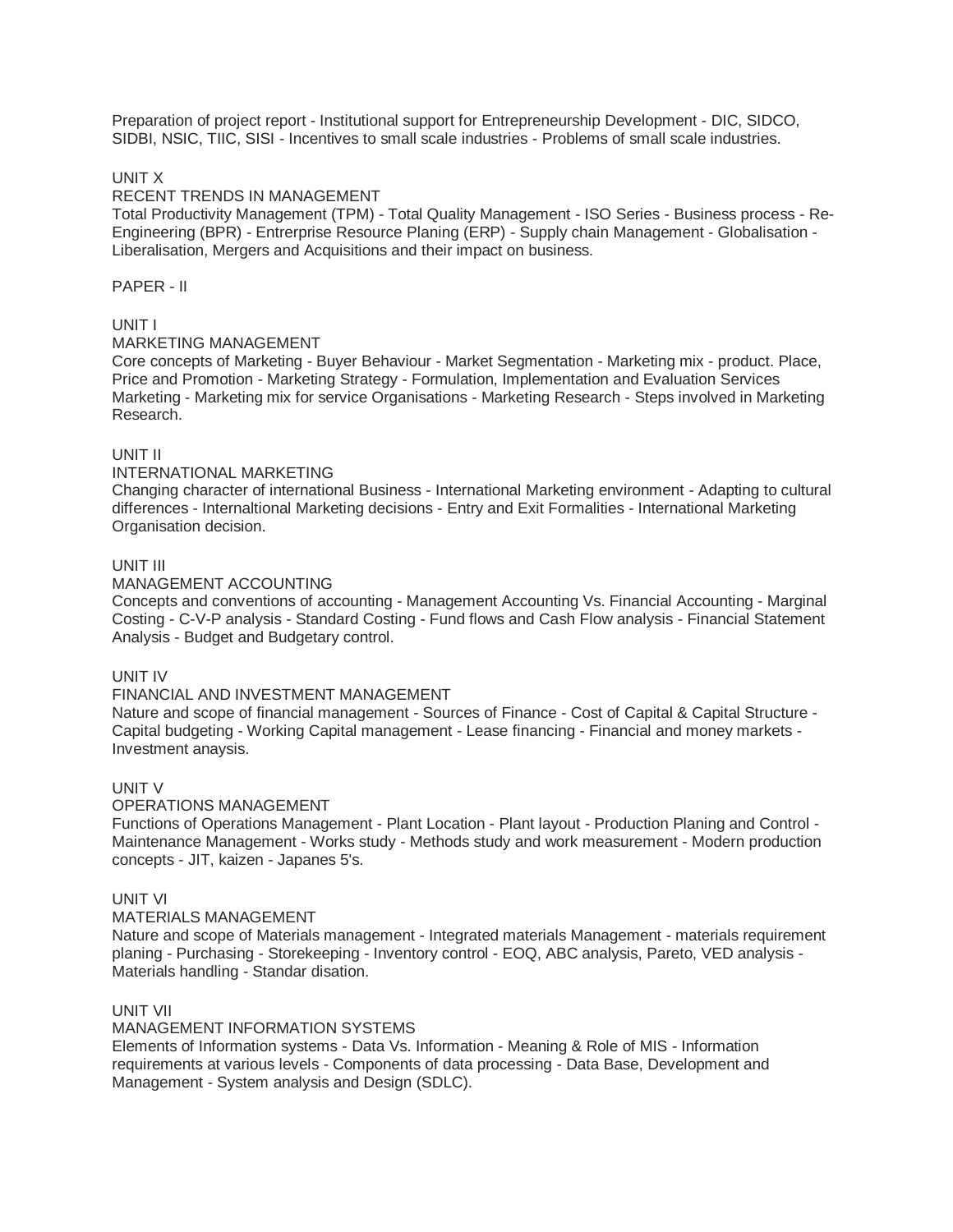Preparation of project report - Institutional support for Entrepreneurship Development - DIC, SIDCO, SIDBI, NSIC, TIIC, SISI - Incentives to small scale industries - Problems of small scale industries.

UNIT X

RECENT TRENDS IN MANAGEMENT

Total Productivity Management (TPM) - Total Quality Management - ISO Series - Business process - Re-Engineering (BPR) - Entrerprise Resource Planing (ERP) - Supply chain Management - Globalisation - Liberalisation, Mergers and Acquisitions and their impact on business.

PAPER - II

UNIT I

MARKETING MANAGEMENT

Core concepts of Marketing - Buyer Behaviour - Market Segmentation - Marketing mix - product. Place, Price and Promotion - Marketing Strategy - Formulation, Implementation and Evaluation Services Marketing - Marketing mix for service Organisations - Marketing Research - Steps involved in Marketing Research.

UNIT II

INTERNATIONAL MARKETING

Changing character of international Business - International Marketing environment - Adapting to cultural differences - Internaltional Marketing decisions - Entry and Exit Formalities - International Marketing Organisation decision.

UNIT III

MANAGEMENT ACCOUNTING

Concepts and conventions of accounting - Management Accounting Vs. Financial Accounting - Marginal Costing - C-V-P analysis - Standard Costing - Fund flows and Cash Flow analysis - Financial Statement Analysis - Budget and Budgetary control.

UNIT IV

FINANCIAL AND INVESTMENT MANAGEMENT

Nature and scope of financial management - Sources of Finance - Cost of Capital & Capital Structure - Capital budgeting - Working Capital management - Lease financing - Financial and money markets - Investment anaysis.

UNIT V

OPERATIONS MANAGEMENT

Functions of Operations Management - Plant Location - Plant layout - Production Planing and Control - Maintenance Management - Works study - Methods study and work measurement - Modern production concepts - JIT, kaizen - Japanes 5's.

UNIT VI

MATERIALS MANAGEMENT

Nature and scope of Materials management - Integrated materials Management - materials requirement planing - Purchasing - Storekeeping - Inventory control - EOQ, ABC analysis, Pareto, VED analysis - Materials handling - Standar disation.

UNIT VII

MANAGEMENT INFORMATION SYSTEMS

Elements of Information systems - Data Vs. Information - Meaning & Role of MIS - Information requirements at various levels - Components of data processing - Data Base, Development and Management - System analysis and Design (SDLC).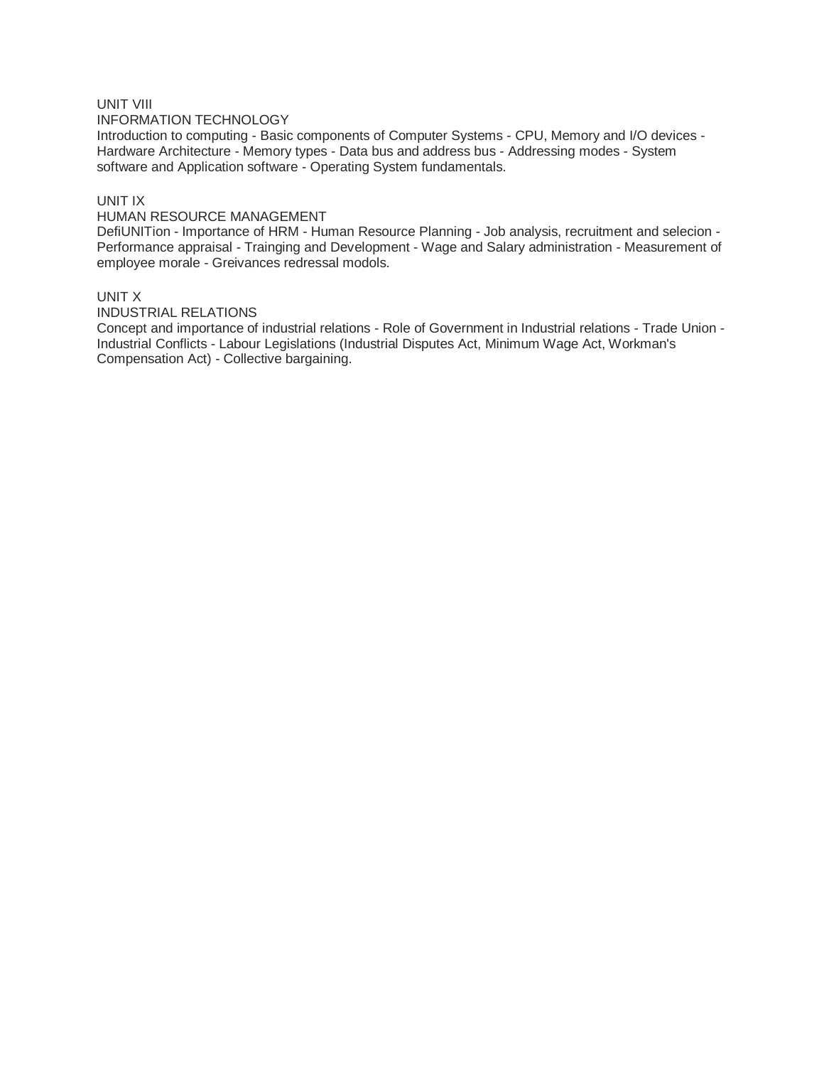## UNIT VIII

### INFORMATION TECHNOLOGY

Introduction to computing - Basic components of Computer Systems - CPU, Memory and I/O devices - Hardware Architecture - Memory types - Data bus and address bus - Addressing modes - System software and Application software - Operating System fundamentals.

## UNIT IX

### HUMAN RESOURCE MANAGEMENT

DefiUNITion - Importance of HRM - Human Resource Planning - Job analysis, recruitment and selecion - Performance appraisal - Trainging and Development - Wage and Salary administration - Measurement of employee morale - Greivances redressal modols.

## UNIT X

### INDUSTRIAL RELATIONS

Concept and importance of industrial relations - Role of Government in Industrial relations - Trade Union - Industrial Conflicts - Labour Legislations (Industrial Disputes Act, Minimum Wage Act, Workman's Compensation Act) - Collective bargaining.